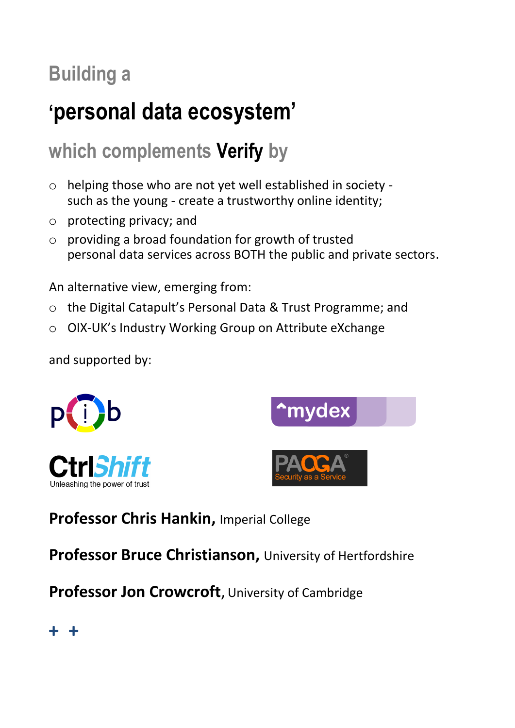# Building a

# 'personal data ecosystem'

## which complements **Verify** by

- helping those who are not yet well established in society - such as the young - create a trustworthy online identity;
- protecting privacy; and
- providing a broad foundation for growth of trusted personal data services across BOTH the public and private sectors.

An alternative view, emerging from:

- the Digital Catapult's Personal Data & Trust Programme; and
- OIX-UK's Industry Working Group on Attribute eXchange

and supported by:

pib

mydex

CtrlShift
Unleashing the power of trust

PAOGA
Security as a Service

**Professor Chris Hankin,** Imperial College

**Professor Bruce Christianson,** University of Hertfordshire

**Professor Jon Crowcroft**, University of Cambridge

**+ +**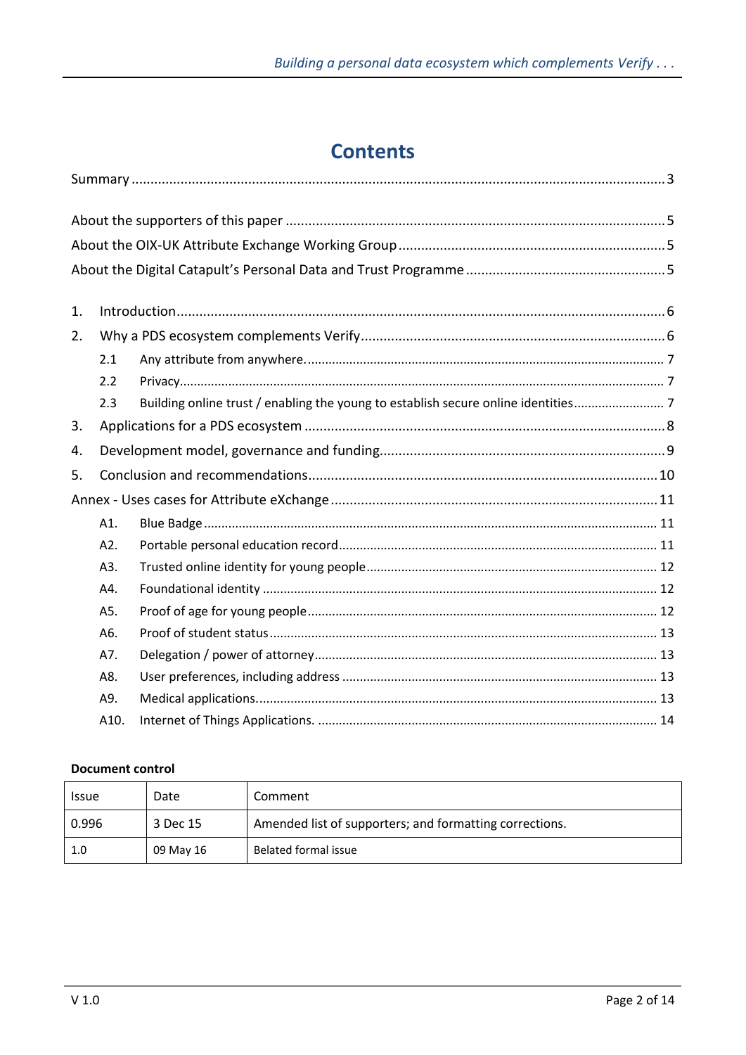# Contents

Summary ........................................................................................................................................ 3

About the supporters of this paper ................................................................................... 5
About the OIX-UK Attribute Exchange Working Group ................................................................. 5
About the Digital Catapult's Personal Data and Trust Programme ................................................... 5

1. Introduction ............................................................................................................................. 6
2. Why a PDS ecosystem complements Verify ............................................................................ 6
    - 2.1 Any attribute from anywhere. ....................................................................................... 7
    - 2.2 Privacy ........................................................................................................................... 7
    - 2.3 Building online trust / enabling the young to establish secure online identities ........................ 7
3. Applications for a PDS ecosystem ........................................................................................... 8
4. Development model, governance and funding ......................................................................... 9
5. Conclusion and recommendations .......................................................................................... 10

Annex - Uses cases for Attribute eXchange ................................................................................... 11

- A1. Blue Badge ................................................................................................................... 11
- A2. Portable personal education record .................................................................................. 11
- A3. Trusted online identity for young people .......................................................................... 12
- A4. Foundational identity ..................................................................................................... 12
- A5. Proof of age for young people ......................................................................................... 12
- A6. Proof of student status .................................................................................................... 13
- A7. Delegation / power of attorney ........................................................................................ 13
- A8. User preferences, including address .................................................................................. 13
- A9. Medical applications. ...................................................................................................... 13
- A10. Internet of Things Applications. ..................................................................................... 14

**Document control**

| Issue | Date | Comment |
|---|---|---|
| 0.996 | 3 Dec 15 | Amended list of supporters; and formatting corrections. |
| 1.0 | 09 May 16 | Belated formal issue |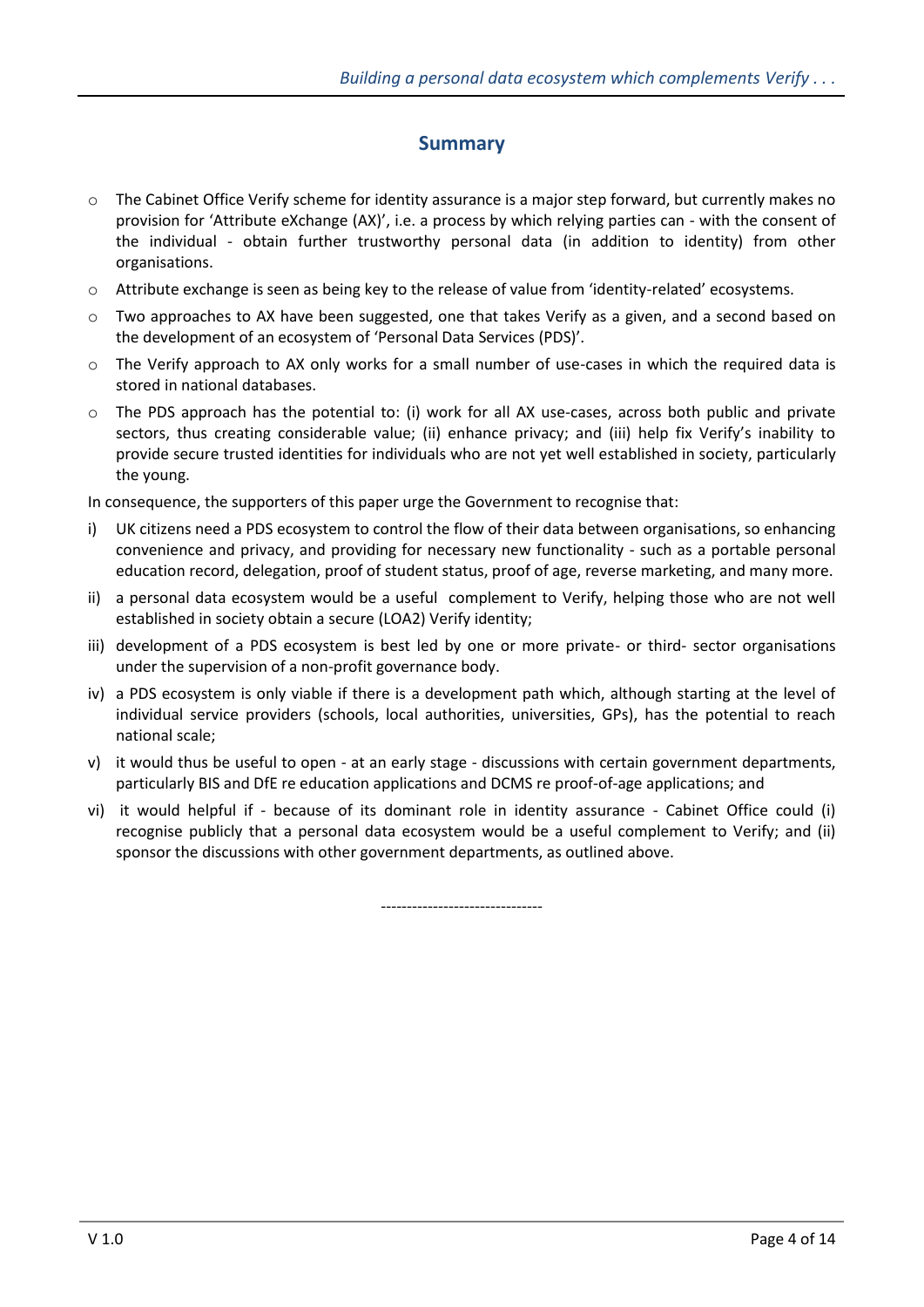## Summary

- The Cabinet Office Verify scheme for identity assurance is a major step forward, but currently makes no provision for 'Attribute eXchange (AX)', i.e. a process by which relying parties can - with the consent of the individual - obtain further trustworthy personal data (in addition to identity) from other organisations.
- Attribute exchange is seen as being key to the release of value from 'identity-related' ecosystems.
- Two approaches to AX have been suggested, one that takes Verify as a given, and a second based on the development of an ecosystem of 'Personal Data Services (PDS)'.
- The Verify approach to AX only works for a small number of use-cases in which the required data is stored in national databases.
- The PDS approach has the potential to: (i) work for all AX use-cases, across both public and private sectors, thus creating considerable value; (ii) enhance privacy; and (iii) help fix Verify's inability to provide secure trusted identities for individuals who are not yet well established in society, particularly the young.

In consequence, the supporters of this paper urge the Government to recognise that:

i) UK citizens need a PDS ecosystem to control the flow of their data between organisations, so enhancing convenience and privacy, and providing for necessary new functionality - such as a portable personal education record, delegation, proof of student status, proof of age, reverse marketing, and many more.

ii) a personal data ecosystem would be a useful complement to Verify, helping those who are not well established in society obtain a secure (LOA2) Verify identity;

iii) development of a PDS ecosystem is best led by one or more private- or third- sector organisations under the supervision of a non-profit governance body.

iv) a PDS ecosystem is only viable if there is a development path which, although starting at the level of individual service providers (schools, local authorities, universities, GPs), has the potential to reach national scale;

v) it would thus be useful to open - at an early stage - discussions with certain government departments, particularly BIS and DfE re education applications and DCMS re proof-of-age applications; and

vi) it would helpful if - because of its dominant role in identity assurance - Cabinet Office could (i) recognise publicly that a personal data ecosystem would be a useful complement to Verify; and (ii) sponsor the discussions with other government departments, as outlined above.

------------------------------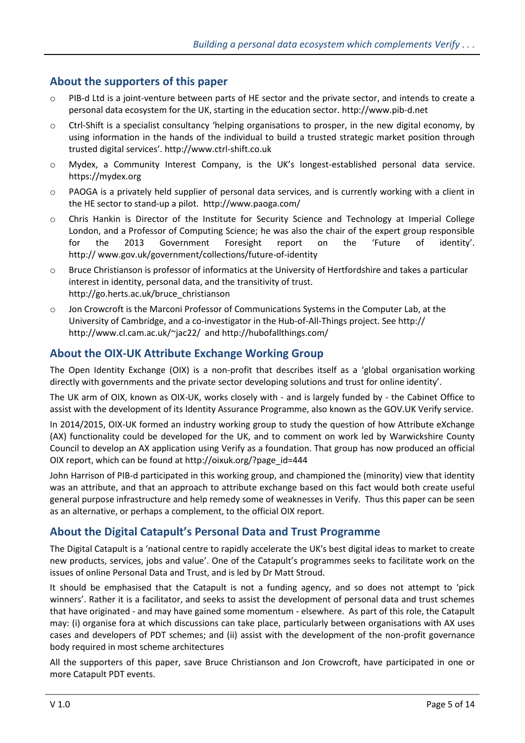## About the supporters of this paper

- PIB-d Ltd is a joint-venture between parts of HE sector and the private sector, and intends to create a personal data ecosystem for the UK, starting in the education sector. http://www.pib-d.net
- Ctrl-Shift is a specialist consultancy 'helping organisations to prosper, in the new digital economy, by using information in the hands of the individual to build a trusted strategic market position through trusted digital services'. http://www.ctrl-shift.co.uk
- Mydex, a Community Interest Company, is the UK's longest-established personal data service. https://mydex.org
- PAOGA is a privately held supplier of personal data services, and is currently working with a client in the HE sector to stand-up a pilot. http://www.paoga.com/
- Chris Hankin is Director of the Institute for Security Science and Technology at Imperial College London, and a Professor of Computing Science; he was also the chair of the expert group responsible for the 2013 Government Foresight report on the 'Future of identity'. http:// www.gov.uk/government/collections/future-of-identity
- Bruce Christianson is professor of informatics at the University of Hertfordshire and takes a particular interest in identity, personal data, and the transitivity of trust. http://go.herts.ac.uk/bruce_christianson
- Jon Crowcroft is the Marconi Professor of Communications Systems in the Computer Lab, at the University of Cambridge, and a co-investigator in the Hub-of-All-Things project. See http:// http://www.cl.cam.ac.uk/~jac22/ and http://hubofallthings.com/

## About the OIX-UK Attribute Exchange Working Group

The Open Identity Exchange (OIX) is a non-profit that describes itself as a 'global organisation working directly with governments and the private sector developing solutions and trust for online identity'.

The UK arm of OIX, known as OIX-UK, works closely with - and is largely funded by - the Cabinet Office to assist with the development of its Identity Assurance Programme, also known as the GOV.UK Verify service.

In 2014/2015, OIX-UK formed an industry working group to study the question of how Attribute eXchange (AX) functionality could be developed for the UK, and to comment on work led by Warwickshire County Council to develop an AX application using Verify as a foundation. That group has now produced an official OIX report, which can be found at http://oixuk.org/?page_id=444

John Harrison of PIB-d participated in this working group, and championed the (minority) view that identity was an attribute, and that an approach to attribute exchange based on this fact would both create useful general purpose infrastructure and help remedy some of weaknesses in Verify. Thus this paper can be seen as an alternative, or perhaps a complement, to the official OIX report.

## About the Digital Catapult's Personal Data and Trust Programme

The Digital Catapult is a 'national centre to rapidly accelerate the UK's best digital ideas to market to create new products, services, jobs and value'. One of the Catapult's programmes seeks to facilitate work on the issues of online Personal Data and Trust, and is led by Dr Matt Stroud.

It should be emphasised that the Catapult is not a funding agency, and so does not attempt to 'pick winners'. Rather it is a facilitator, and seeks to assist the development of personal data and trust schemes that have originated - and may have gained some momentum - elsewhere. As part of this role, the Catapult may: (i) organise fora at which discussions can take place, particularly between organisations with AX uses cases and developers of PDT schemes; and (ii) assist with the development of the non-profit governance body required in most scheme architectures

All the supporters of this paper, save Bruce Christianson and Jon Crowcroft, have participated in one or more Catapult PDT events.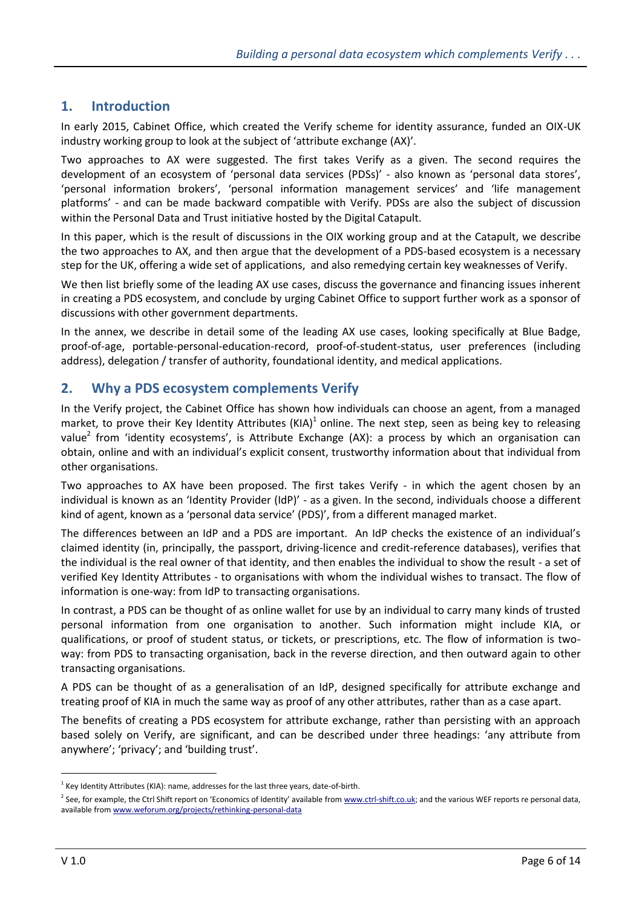## 1. Introduction

In early 2015, Cabinet Office, which created the Verify scheme for identity assurance, funded an OIX-UK industry working group to look at the subject of 'attribute exchange (AX)'.

Two approaches to AX were suggested. The first takes Verify as a given. The second requires the development of an ecosystem of 'personal data services (PDSs)' - also known as 'personal data stores', 'personal information brokers', 'personal information management services' and 'life management platforms' - and can be made backward compatible with Verify. PDSs are also the subject of discussion within the Personal Data and Trust initiative hosted by the Digital Catapult.

In this paper, which is the result of discussions in the OIX working group and at the Catapult, we describe the two approaches to AX, and then argue that the development of a PDS-based ecosystem is a necessary step for the UK, offering a wide set of applications, and also remedying certain key weaknesses of Verify.

We then list briefly some of the leading AX use cases, discuss the governance and financing issues inherent in creating a PDS ecosystem, and conclude by urging Cabinet Office to support further work as a sponsor of discussions with other government departments.

In the annex, we describe in detail some of the leading AX use cases, looking specifically at Blue Badge, proof-of-age, portable-personal-education-record, proof-of-student-status, user preferences (including address), delegation / transfer of authority, foundational identity, and medical applications.

## 2. Why a PDS ecosystem complements Verify

In the Verify project, the Cabinet Office has shown how individuals can choose an agent, from a managed market, to prove their Key Identity Attributes (KIA)[1] online. The next step, seen as being key to releasing value[2] from 'identity ecosystems', is Attribute Exchange (AX): a process by which an organisation can obtain, online and with an individual's explicit consent, trustworthy information about that individual from other organisations.

Two approaches to AX have been proposed. The first takes Verify - in which the agent chosen by an individual is known as an 'Identity Provider (IdP)' - as a given. In the second, individuals choose a different kind of agent, known as a 'personal data service' (PDS)', from a different managed market.

The differences between an IdP and a PDS are important. An IdP checks the existence of an individual's claimed identity (in, principally, the passport, driving-licence and credit-reference databases), verifies that the individual is the real owner of that identity, and then enables the individual to show the result - a set of verified Key Identity Attributes - to organisations with whom the individual wishes to transact. The flow of information is one-way: from IdP to transacting organisations.

In contrast, a PDS can be thought of as online wallet for use by an individual to carry many kinds of trusted personal information from one organisation to another. Such information might include KIA, or qualifications, or proof of student status, or tickets, or prescriptions, etc. The flow of information is two-way: from PDS to transacting organisation, back in the reverse direction, and then outward again to other transacting organisations.

A PDS can be thought of as a generalisation of an IdP, designed specifically for attribute exchange and treating proof of KIA in much the same way as proof of any other attributes, rather than as a case apart.

The benefits of creating a PDS ecosystem for attribute exchange, rather than persisting with an approach based solely on Verify, are significant, and can be described under three headings: 'any attribute from anywhere'; 'privacy'; and 'building trust'.

---

[1] Key Identity Attributes (KIA): name, addresses for the last three years, date-of-birth.

[2] See, for example, the Ctrl Shift report on 'Economics of Identity' available from www.ctrl-shift.co.uk; and the various WEF reports re personal data, available from www.weforum.org/projects/rethinking-personal-data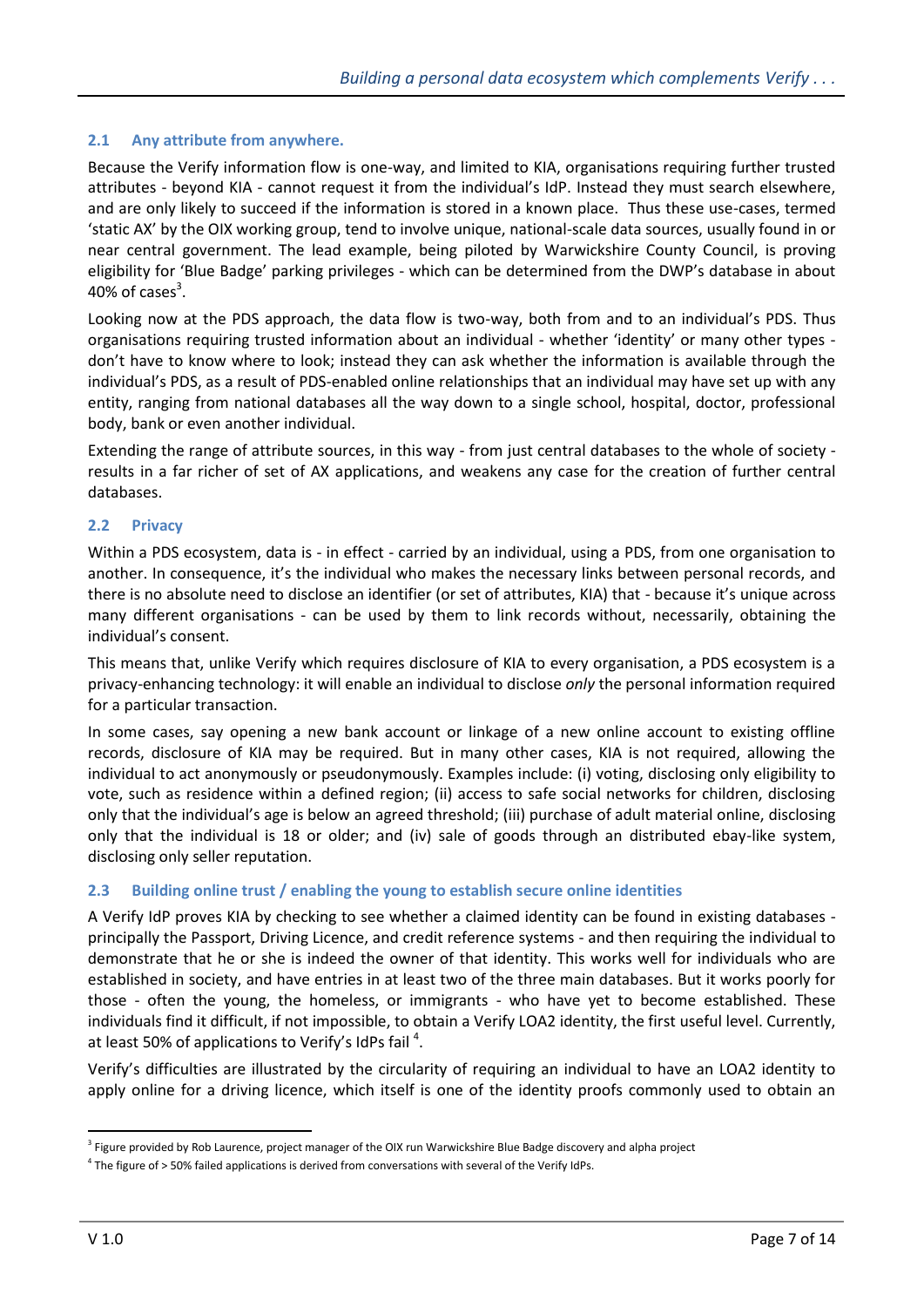### 2.1 Any attribute from anywhere.

Because the Verify information flow is one-way, and limited to KIA, organisations requiring further trusted attributes - beyond KIA - cannot request it from the individual's IdP. Instead they must search elsewhere, and are only likely to succeed if the information is stored in a known place. Thus these use-cases, termed 'static AX' by the OIX working group, tend to involve unique, national-scale data sources, usually found in or near central government. The lead example, being piloted by Warwickshire County Council, is proving eligibility for 'Blue Badge' parking privileges - which can be determined from the DWP's database in about 40% of cases[3].

Looking now at the PDS approach, the data flow is two-way, both from and to an individual's PDS. Thus organisations requiring trusted information about an individual - whether 'identity' or many other types - don't have to know where to look; instead they can ask whether the information is available through the individual's PDS, as a result of PDS-enabled online relationships that an individual may have set up with any entity, ranging from national databases all the way down to a single school, hospital, doctor, professional body, bank or even another individual.

Extending the range of attribute sources, in this way - from just central databases to the whole of society - results in a far richer of set of AX applications, and weakens any case for the creation of further central databases.

### 2.2 Privacy

Within a PDS ecosystem, data is - in effect - carried by an individual, using a PDS, from one organisation to another. In consequence, it's the individual who makes the necessary links between personal records, and there is no absolute need to disclose an identifier (or set of attributes, KIA) that - because it's unique across many different organisations - can be used by them to link records without, necessarily, obtaining the individual's consent.

This means that, unlike Verify which requires disclosure of KIA to every organisation, a PDS ecosystem is a privacy-enhancing technology: it will enable an individual to disclose *only* the personal information required for a particular transaction.

In some cases, say opening a new bank account or linkage of a new online account to existing offline records, disclosure of KIA may be required. But in many other cases, KIA is not required, allowing the individual to act anonymously or pseudonymously. Examples include: (i) voting, disclosing only eligibility to vote, such as residence within a defined region; (ii) access to safe social networks for children, disclosing only that the individual's age is below an agreed threshold; (iii) purchase of adult material online, disclosing only that the individual is 18 or older; and (iv) sale of goods through an distributed ebay-like system, disclosing only seller reputation.

### 2.3 Building online trust / enabling the young to establish secure online identities

A Verify IdP proves KIA by checking to see whether a claimed identity can be found in existing databases - principally the Passport, Driving Licence, and credit reference systems - and then requiring the individual to demonstrate that he or she is indeed the owner of that identity. This works well for individuals who are established in society, and have entries in at least two of the three main databases. But it works poorly for those - often the young, the homeless, or immigrants - who have yet to become established. These individuals find it difficult, if not impossible, to obtain a Verify LOA2 identity, the first useful level. Currently, at least 50% of applications to Verify's IdPs fail [4].

Verify's difficulties are illustrated by the circularity of requiring an individual to have an LOA2 identity to apply online for a driving licence, which itself is one of the identity proofs commonly used to obtain an

---

[3] Figure provided by Rob Laurence, project manager of the OIX run Warwickshire Blue Badge discovery and alpha project

[4] The figure of > 50% failed applications is derived from conversations with several of the Verify IdPs.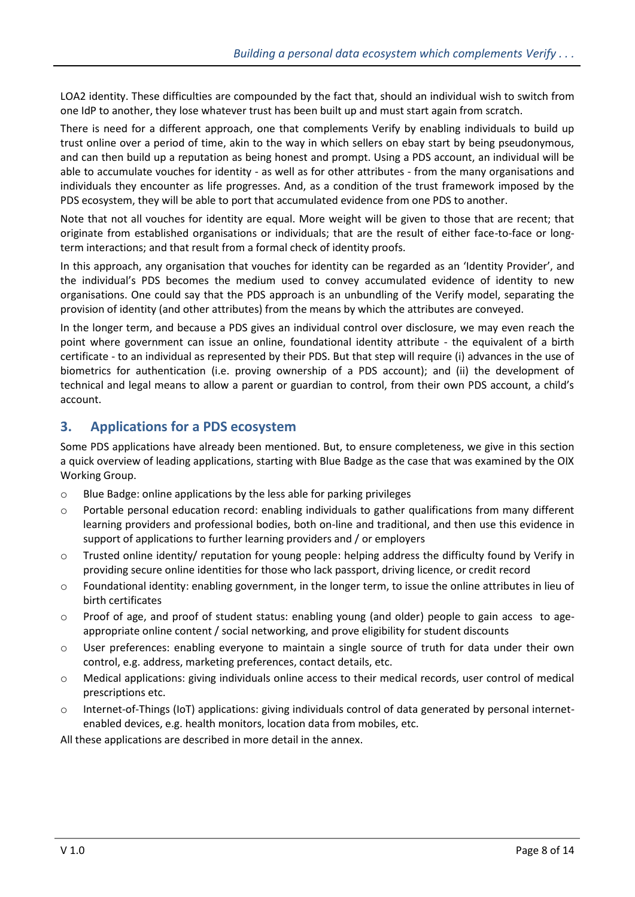LOA2 identity. These difficulties are compounded by the fact that, should an individual wish to switch from one IdP to another, they lose whatever trust has been built up and must start again from scratch.

There is need for a different approach, one that complements Verify by enabling individuals to build up trust online over a period of time, akin to the way in which sellers on ebay start by being pseudonymous, and can then build up a reputation as being honest and prompt. Using a PDS account, an individual will be able to accumulate vouches for identity - as well as for other attributes - from the many organisations and individuals they encounter as life progresses. And, as a condition of the trust framework imposed by the PDS ecosystem, they will be able to port that accumulated evidence from one PDS to another.

Note that not all vouches for identity are equal. More weight will be given to those that are recent; that originate from established organisations or individuals; that are the result of either face-to-face or long-term interactions; and that result from a formal check of identity proofs.

In this approach, any organisation that vouches for identity can be regarded as an 'Identity Provider', and the individual's PDS becomes the medium used to convey accumulated evidence of identity to new organisations. One could say that the PDS approach is an unbundling of the Verify model, separating the provision of identity (and other attributes) from the means by which the attributes are conveyed.

In the longer term, and because a PDS gives an individual control over disclosure, we may even reach the point where government can issue an online, foundational identity attribute - the equivalent of a birth certificate - to an individual as represented by their PDS. But that step will require (i) advances in the use of biometrics for authentication (i.e. proving ownership of a PDS account); and (ii) the development of technical and legal means to allow a parent or guardian to control, from their own PDS account, a child's account.

## 3. Applications for a PDS ecosystem

Some PDS applications have already been mentioned. But, to ensure completeness, we give in this section a quick overview of leading applications, starting with Blue Badge as the case that was examined by the OIX Working Group.

- Blue Badge: online applications by the less able for parking privileges
- Portable personal education record: enabling individuals to gather qualifications from many different learning providers and professional bodies, both on-line and traditional, and then use this evidence in support of applications to further learning providers and / or employers
- Trusted online identity/ reputation for young people: helping address the difficulty found by Verify in providing secure online identities for those who lack passport, driving licence, or credit record
- Foundational identity: enabling government, in the longer term, to issue the online attributes in lieu of birth certificates
- Proof of age, and proof of student status: enabling young (and older) people to gain access to age-appropriate online content / social networking, and prove eligibility for student discounts
- User preferences: enabling everyone to maintain a single source of truth for data under their own control, e.g. address, marketing preferences, contact details, etc.
- Medical applications: giving individuals online access to their medical records, user control of medical prescriptions etc.
- Internet-of-Things (IoT) applications: giving individuals control of data generated by personal internet-enabled devices, e.g. health monitors, location data from mobiles, etc.

All these applications are described in more detail in the annex.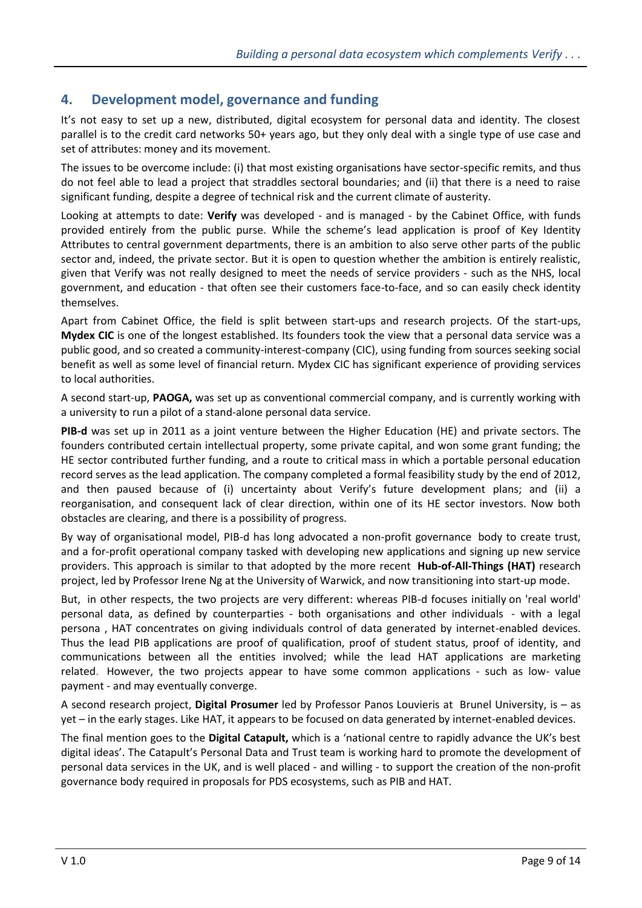## 4. Development model, governance and funding

It's not easy to set up a new, distributed, digital ecosystem for personal data and identity. The closest parallel is to the credit card networks 50+ years ago, but they only deal with a single type of use case and set of attributes: money and its movement.

The issues to be overcome include: (i) that most existing organisations have sector-specific remits, and thus do not feel able to lead a project that straddles sectoral boundaries; and (ii) that there is a need to raise significant funding, despite a degree of technical risk and the current climate of austerity.

Looking at attempts to date: **Verify** was developed - and is managed - by the Cabinet Office, with funds provided entirely from the public purse. While the scheme's lead application is proof of Key Identity Attributes to central government departments, there is an ambition to also serve other parts of the public sector and, indeed, the private sector. But it is open to question whether the ambition is entirely realistic, given that Verify was not really designed to meet the needs of service providers - such as the NHS, local government, and education - that often see their customers face-to-face, and so can easily check identity themselves.

Apart from Cabinet Office, the field is split between start-ups and research projects. Of the start-ups, **Mydex CIC** is one of the longest established. Its founders took the view that a personal data service was a public good, and so created a community-interest-company (CIC), using funding from sources seeking social benefit as well as some level of financial return. Mydex CIC has significant experience of providing services to local authorities.

A second start-up, **PAOGA,** was set up as conventional commercial company, and is currently working with a university to run a pilot of a stand-alone personal data service.

**PIB-d** was set up in 2011 as a joint venture between the Higher Education (HE) and private sectors. The founders contributed certain intellectual property, some private capital, and won some grant funding; the HE sector contributed further funding, and a route to critical mass in which a portable personal education record serves as the lead application. The company completed a formal feasibility study by the end of 2012, and then paused because of (i) uncertainty about Verify's future development plans; and (ii) a reorganisation, and consequent lack of clear direction, within one of its HE sector investors. Now both obstacles are clearing, and there is a possibility of progress.

By way of organisational model, PIB-d has long advocated a non-profit governance body to create trust, and a for-profit operational company tasked with developing new applications and signing up new service providers. This approach is similar to that adopted by the more recent **Hub-of-All-Things (HAT)** research project, led by Professor Irene Ng at the University of Warwick, and now transitioning into start-up mode.

But, in other respects, the two projects are very different: whereas PIB-d focuses initially on 'real world' personal data, as defined by counterparties - both organisations and other individuals - with a legal persona , HAT concentrates on giving individuals control of data generated by internet-enabled devices. Thus the lead PIB applications are proof of qualification, proof of student status, proof of identity, and communications between all the entities involved; while the lead HAT applications are marketing related. However, the two projects appear to have some common applications - such as low- value payment - and may eventually converge.

A second research project, **Digital Prosumer** led by Professor Panos Louvieris at Brunel University, is – as yet – in the early stages. Like HAT, it appears to be focused on data generated by internet-enabled devices.

The final mention goes to the **Digital Catapult,** which is a 'national centre to rapidly advance the UK's best digital ideas'. The Catapult's Personal Data and Trust team is working hard to promote the development of personal data services in the UK, and is well placed - and willing - to support the creation of the non-profit governance body required in proposals for PDS ecosystems, such as PIB and HAT.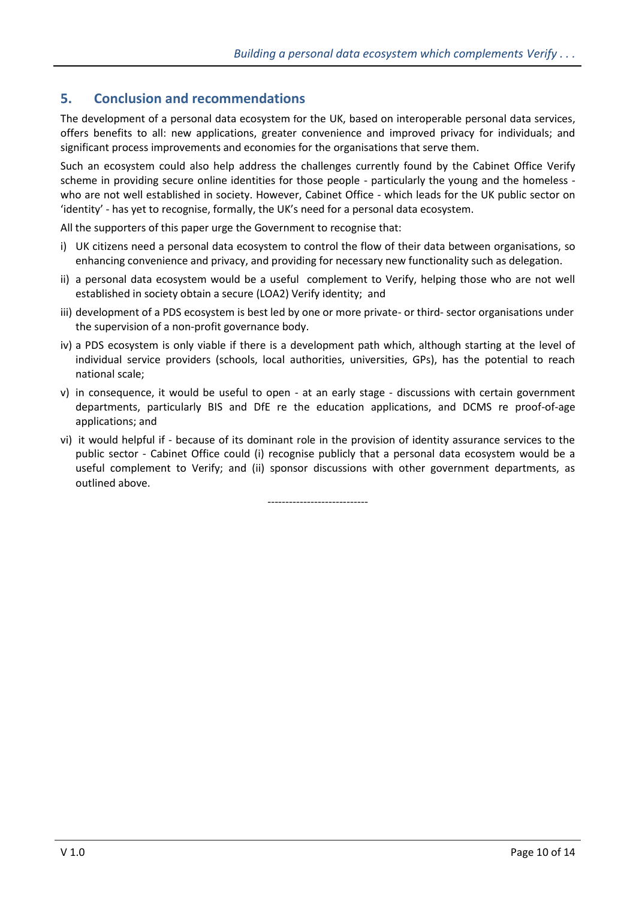## 5. Conclusion and recommendations

The development of a personal data ecosystem for the UK, based on interoperable personal data services, offers benefits to all: new applications, greater convenience and improved privacy for individuals; and significant process improvements and economies for the organisations that serve them.

Such an ecosystem could also help address the challenges currently found by the Cabinet Office Verify scheme in providing secure online identities for those people - particularly the young and the homeless - who are not well established in society. However, Cabinet Office - which leads for the UK public sector on 'identity' - has yet to recognise, formally, the UK's need for a personal data ecosystem.

All the supporters of this paper urge the Government to recognise that:

i) UK citizens need a personal data ecosystem to control the flow of their data between organisations, so enhancing convenience and privacy, and providing for necessary new functionality such as delegation.

ii) a personal data ecosystem would be a useful complement to Verify, helping those who are not well established in society obtain a secure (LOA2) Verify identity; and

iii) development of a PDS ecosystem is best led by one or more private- or third- sector organisations under the supervision of a non-profit governance body.

iv) a PDS ecosystem is only viable if there is a development path which, although starting at the level of individual service providers (schools, local authorities, universities, GPs), has the potential to reach national scale;

v) in consequence, it would be useful to open - at an early stage - discussions with certain government departments, particularly BIS and DfE re the education applications, and DCMS re proof-of-age applications; and

vi) it would helpful if - because of its dominant role in the provision of identity assurance services to the public sector - Cabinet Office could (i) recognise publicly that a personal data ecosystem would be a useful complement to Verify; and (ii) sponsor discussions with other government departments, as outlined above.

----------------------------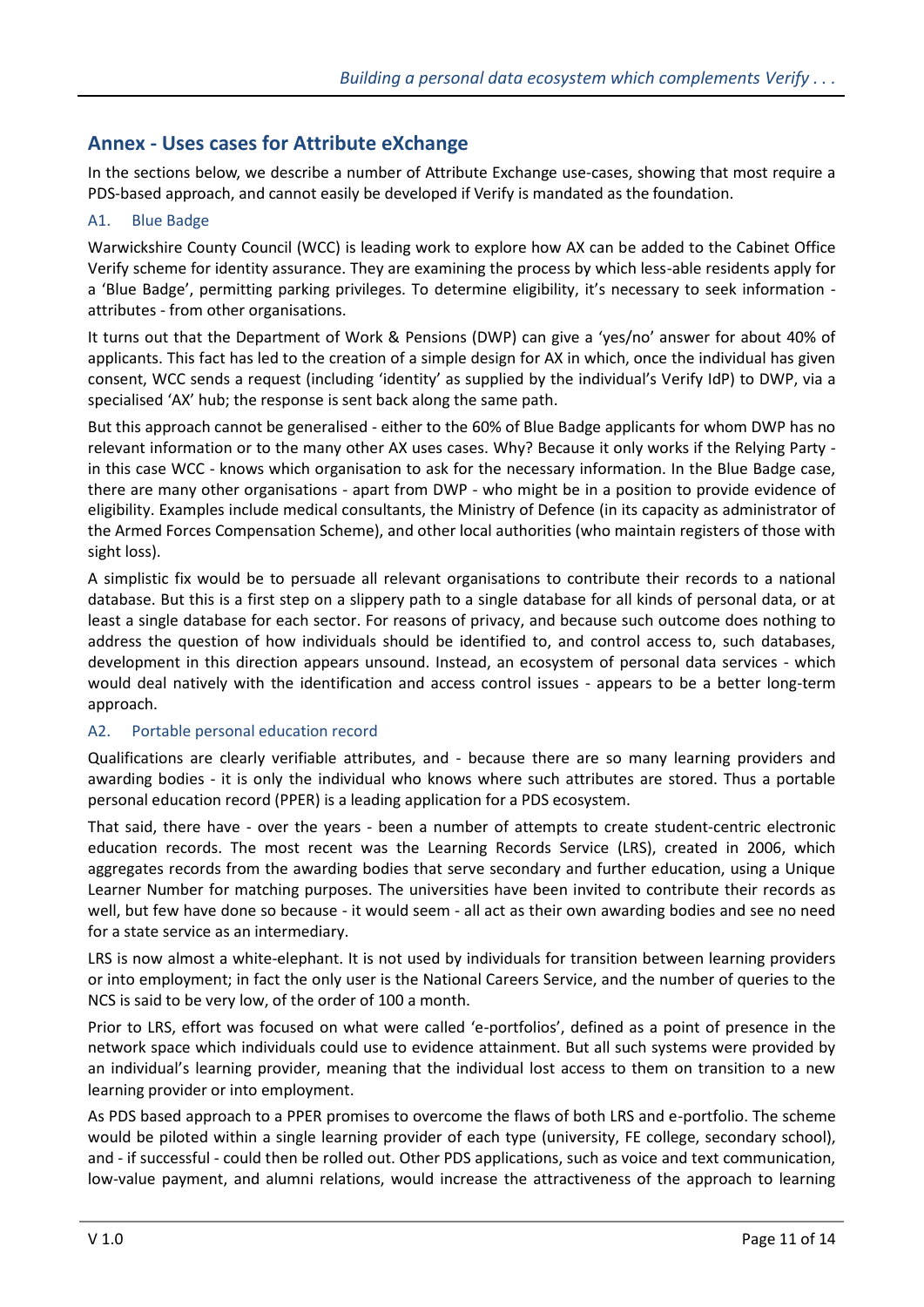## Annex - Uses cases for Attribute eXchange

In the sections below, we describe a number of Attribute Exchange use-cases, showing that most require a PDS-based approach, and cannot easily be developed if Verify is mandated as the foundation.

### A1. Blue Badge

Warwickshire County Council (WCC) is leading work to explore how AX can be added to the Cabinet Office Verify scheme for identity assurance. They are examining the process by which less-able residents apply for a 'Blue Badge', permitting parking privileges. To determine eligibility, it's necessary to seek information - attributes - from other organisations.

It turns out that the Department of Work & Pensions (DWP) can give a 'yes/no' answer for about 40% of applicants. This fact has led to the creation of a simple design for AX in which, once the individual has given consent, WCC sends a request (including 'identity' as supplied by the individual's Verify IdP) to DWP, via a specialised 'AX' hub; the response is sent back along the same path.

But this approach cannot be generalised - either to the 60% of Blue Badge applicants for whom DWP has no relevant information or to the many other AX uses cases. Why? Because it only works if the Relying Party - in this case WCC - knows which organisation to ask for the necessary information. In the Blue Badge case, there are many other organisations - apart from DWP - who might be in a position to provide evidence of eligibility. Examples include medical consultants, the Ministry of Defence (in its capacity as administrator of the Armed Forces Compensation Scheme), and other local authorities (who maintain registers of those with sight loss).

A simplistic fix would be to persuade all relevant organisations to contribute their records to a national database. But this is a first step on a slippery path to a single database for all kinds of personal data, or at least a single database for each sector. For reasons of privacy, and because such outcome does nothing to address the question of how individuals should be identified to, and control access to, such databases, development in this direction appears unsound. Instead, an ecosystem of personal data services - which would deal natively with the identification and access control issues - appears to be a better long-term approach.

### A2. Portable personal education record

Qualifications are clearly verifiable attributes, and - because there are so many learning providers and awarding bodies - it is only the individual who knows where such attributes are stored. Thus a portable personal education record (PPER) is a leading application for a PDS ecosystem.

That said, there have - over the years - been a number of attempts to create student-centric electronic education records. The most recent was the Learning Records Service (LRS), created in 2006, which aggregates records from the awarding bodies that serve secondary and further education, using a Unique Learner Number for matching purposes. The universities have been invited to contribute their records as well, but few have done so because - it would seem - all act as their own awarding bodies and see no need for a state service as an intermediary.

LRS is now almost a white-elephant. It is not used by individuals for transition between learning providers or into employment; in fact the only user is the National Careers Service, and the number of queries to the NCS is said to be very low, of the order of 100 a month.

Prior to LRS, effort was focused on what were called 'e-portfolios', defined as a point of presence in the network space which individuals could use to evidence attainment. But all such systems were provided by an individual's learning provider, meaning that the individual lost access to them on transition to a new learning provider or into employment.

As PDS based approach to a PPER promises to overcome the flaws of both LRS and e-portfolio. The scheme would be piloted within a single learning provider of each type (university, FE college, secondary school), and - if successful - could then be rolled out. Other PDS applications, such as voice and text communication, low-value payment, and alumni relations, would increase the attractiveness of the approach to learning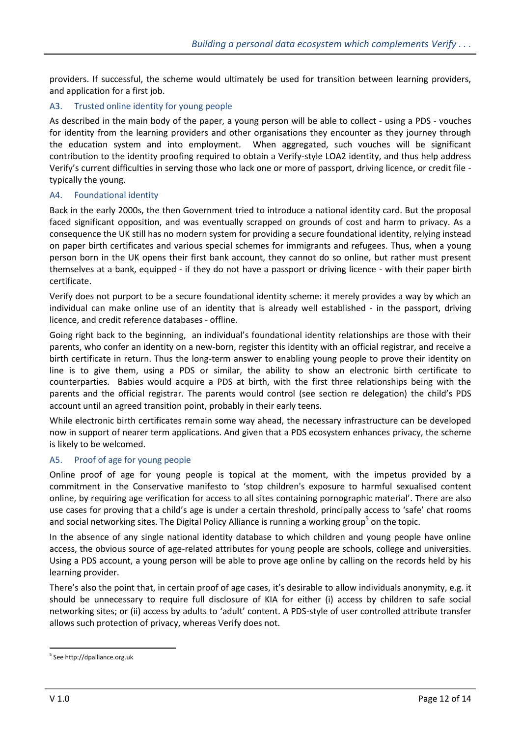providers. If successful, the scheme would ultimately be used for transition between learning providers, and application for a first job.

### A3. Trusted online identity for young people

As described in the main body of the paper, a young person will be able to collect - using a PDS - vouches for identity from the learning providers and other organisations they encounter as they journey through the education system and into employment. When aggregated, such vouches will be significant contribution to the identity proofing required to obtain a Verify-style LOA2 identity, and thus help address Verify's current difficulties in serving those who lack one or more of passport, driving licence, or credit file - typically the young.

### A4. Foundational identity

Back in the early 2000s, the then Government tried to introduce a national identity card. But the proposal faced significant opposition, and was eventually scrapped on grounds of cost and harm to privacy. As a consequence the UK still has no modern system for providing a secure foundational identity, relying instead on paper birth certificates and various special schemes for immigrants and refugees. Thus, when a young person born in the UK opens their first bank account, they cannot do so online, but rather must present themselves at a bank, equipped - if they do not have a passport or driving licence - with their paper birth certificate.

Verify does not purport to be a secure foundational identity scheme: it merely provides a way by which an individual can make online use of an identity that is already well established - in the passport, driving licence, and credit reference databases - offline.

Going right back to the beginning, an individual's foundational identity relationships are those with their parents, who confer an identity on a new-born, register this identity with an official registrar, and receive a birth certificate in return. Thus the long-term answer to enabling young people to prove their identity on line is to give them, using a PDS or similar, the ability to show an electronic birth certificate to counterparties. Babies would acquire a PDS at birth, with the first three relationships being with the parents and the official registrar. The parents would control (see section re delegation) the child's PDS account until an agreed transition point, probably in their early teens.

While electronic birth certificates remain some way ahead, the necessary infrastructure can be developed now in support of nearer term applications. And given that a PDS ecosystem enhances privacy, the scheme is likely to be welcomed.

### A5. Proof of age for young people

Online proof of age for young people is topical at the moment, with the impetus provided by a commitment in the Conservative manifesto to 'stop children's exposure to harmful sexualised content online, by requiring age verification for access to all sites containing pornographic material'. There are also use cases for proving that a child's age is under a certain threshold, principally access to 'safe' chat rooms and social networking sites. The Digital Policy Alliance is running a working group[5] on the topic.

In the absence of any single national identity database to which children and young people have online access, the obvious source of age-related attributes for young people are schools, college and universities. Using a PDS account, a young person will be able to prove age online by calling on the records held by his learning provider.

There's also the point that, in certain proof of age cases, it's desirable to allow individuals anonymity, e.g. it should be unnecessary to require full disclosure of KIA for either (i) access by children to safe social networking sites; or (ii) access by adults to 'adult' content. A PDS-style of user controlled attribute transfer allows such protection of privacy, whereas Verify does not.

---

[5] See http://dpalliance.org.uk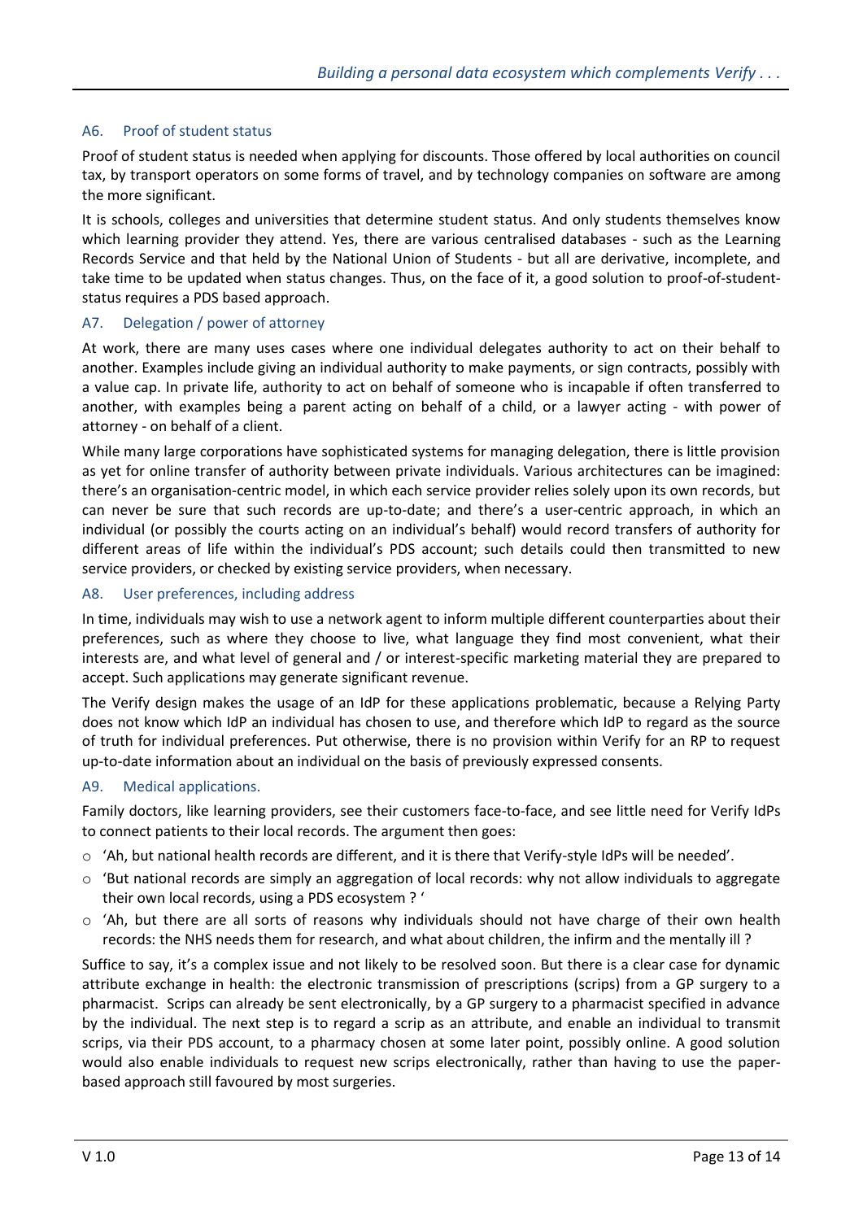### A6. Proof of student status

Proof of student status is needed when applying for discounts. Those offered by local authorities on council tax, by transport operators on some forms of travel, and by technology companies on software are among the more significant.

It is schools, colleges and universities that determine student status. And only students themselves know which learning provider they attend. Yes, there are various centralised databases - such as the Learning Records Service and that held by the National Union of Students - but all are derivative, incomplete, and take time to be updated when status changes. Thus, on the face of it, a good solution to proof-of-student-status requires a PDS based approach.

### A7. Delegation / power of attorney

At work, there are many uses cases where one individual delegates authority to act on their behalf to another. Examples include giving an individual authority to make payments, or sign contracts, possibly with a value cap. In private life, authority to act on behalf of someone who is incapable if often transferred to another, with examples being a parent acting on behalf of a child, or a lawyer acting - with power of attorney - on behalf of a client.

While many large corporations have sophisticated systems for managing delegation, there is little provision as yet for online transfer of authority between private individuals. Various architectures can be imagined: there's an organisation-centric model, in which each service provider relies solely upon its own records, but can never be sure that such records are up-to-date; and there's a user-centric approach, in which an individual (or possibly the courts acting on an individual's behalf) would record transfers of authority for different areas of life within the individual's PDS account; such details could then transmitted to new service providers, or checked by existing service providers, when necessary.

### A8. User preferences, including address

In time, individuals may wish to use a network agent to inform multiple different counterparties about their preferences, such as where they choose to live, what language they find most convenient, what their interests are, and what level of general and / or interest-specific marketing material they are prepared to accept. Such applications may generate significant revenue.

The Verify design makes the usage of an IdP for these applications problematic, because a Relying Party does not know which IdP an individual has chosen to use, and therefore which IdP to regard as the source of truth for individual preferences. Put otherwise, there is no provision within Verify for an RP to request up-to-date information about an individual on the basis of previously expressed consents.

### A9. Medical applications.

Family doctors, like learning providers, see their customers face-to-face, and see little need for Verify IdPs to connect patients to their local records. The argument then goes:

- 'Ah, but national health records are different, and it is there that Verify-style IdPs will be needed'.
- 'But national records are simply an aggregation of local records: why not allow individuals to aggregate their own local records, using a PDS ecosystem ? '
- 'Ah, but there are all sorts of reasons why individuals should not have charge of their own health records: the NHS needs them for research, and what about children, the infirm and the mentally ill ?

Suffice to say, it's a complex issue and not likely to be resolved soon. But there is a clear case for dynamic attribute exchange in health: the electronic transmission of prescriptions (scrips) from a GP surgery to a pharmacist. Scrips can already be sent electronically, by a GP surgery to a pharmacist specified in advance by the individual. The next step is to regard a scrip as an attribute, and enable an individual to transmit scrips, via their PDS account, to a pharmacy chosen at some later point, possibly online. A good solution would also enable individuals to request new scrips electronically, rather than having to use the paper-based approach still favoured by most surgeries.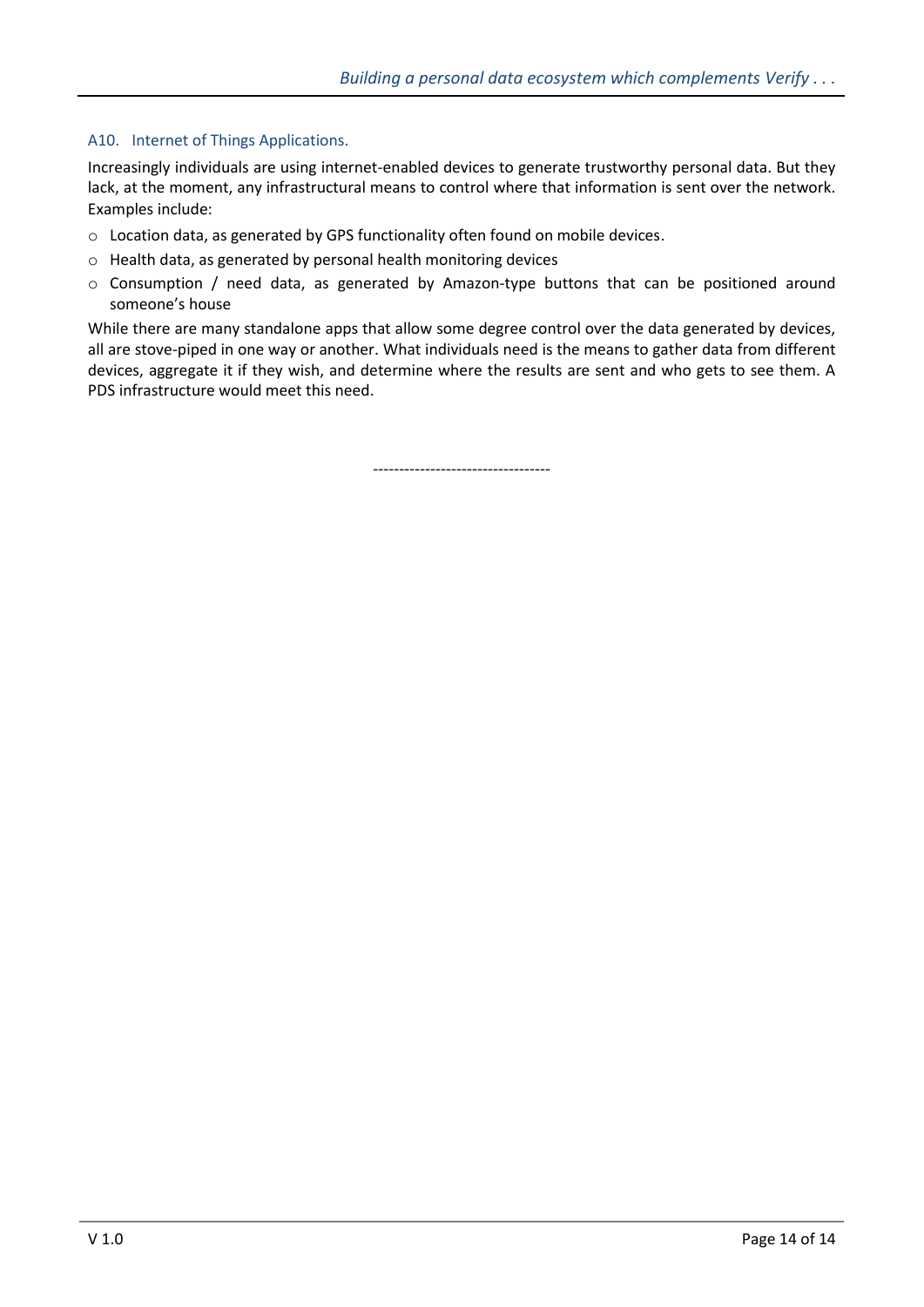### A10. Internet of Things Applications.

Increasingly individuals are using internet-enabled devices to generate trustworthy personal data. But they lack, at the moment, any infrastructural means to control where that information is sent over the network. Examples include:

- Location data, as generated by GPS functionality often found on mobile devices.
- Health data, as generated by personal health monitoring devices
- Consumption / need data, as generated by Amazon-type buttons that can be positioned around someone's house

While there are many standalone apps that allow some degree control over the data generated by devices, all are stove-piped in one way or another. What individuals need is the means to gather data from different devices, aggregate it if they wish, and determine where the results are sent and who gets to see them. A PDS infrastructure would meet this need.

----------------------------------